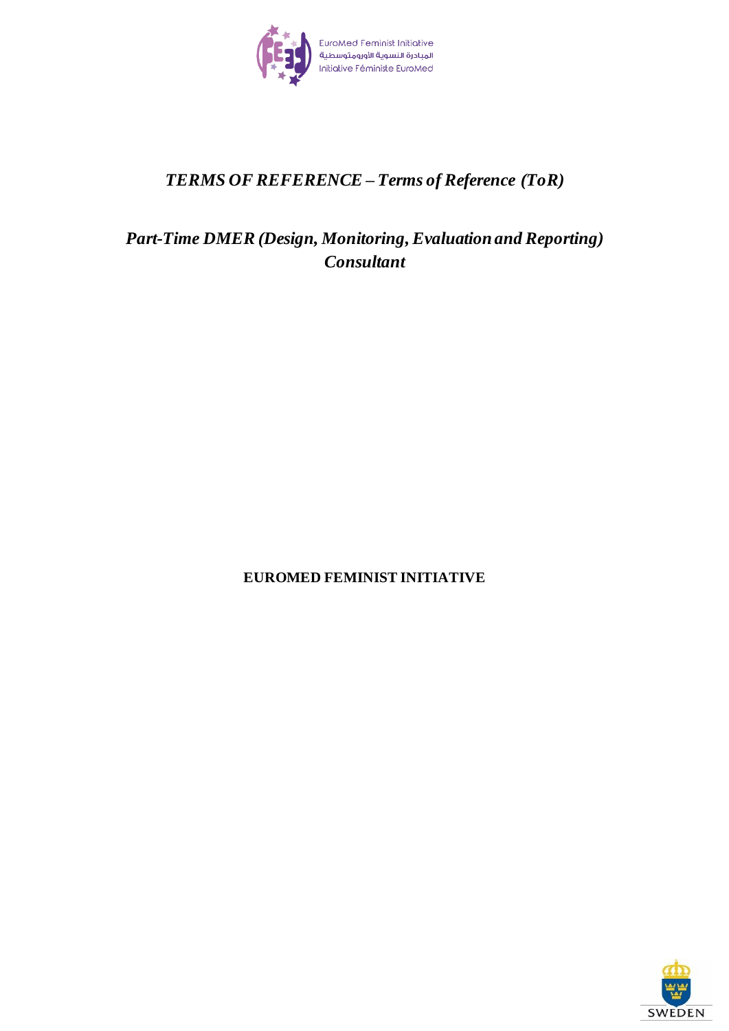EuroMed Feminist Initiative

المبادرة النسوية الأورومتوسطية

Initiative Féministe EuroMed

# *TERMS OF REFERENCE – Terms of Reference (ToR)*

## *Part-Time DMER (Design, Monitoring, Evaluation and Reporting) Consultant*

**EUROMED FEMINIST INITIATIVE**

SWEDEN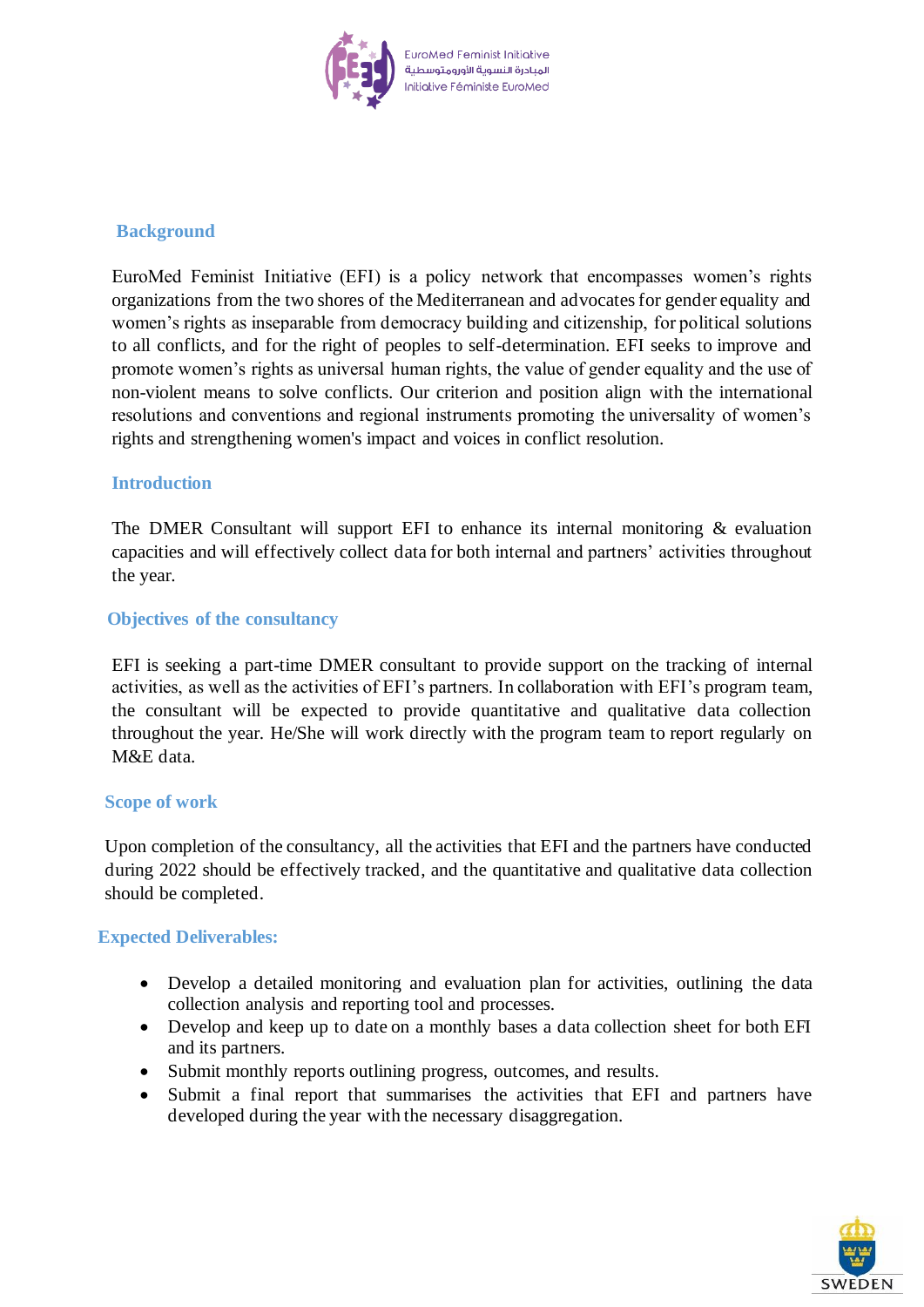## Background

EuroMed Feminist Initiative (EFI) is a policy network that encompasses women's rights organizations from the two shores of the Mediterranean and advocates for gender equality and women's rights as inseparable from democracy building and citizenship, for political solutions to all conflicts, and for the right of peoples to self-determination. EFI seeks to improve and promote women's rights as universal human rights, the value of gender equality and the use of non-violent means to solve conflicts. Our criterion and position align with the international resolutions and conventions and regional instruments promoting the universality of women's rights and strengthening women's impact and voices in conflict resolution.

## Introduction

The DMER Consultant will support EFI to enhance its internal monitoring & evaluation capacities and will effectively collect data for both internal and partners' activities throughout the year.

## Objectives of the consultancy

EFI is seeking a part-time DMER consultant to provide support on the tracking of internal activities, as well as the activities of EFI's partners. In collaboration with EFI's program team, the consultant will be expected to provide quantitative and qualitative data collection throughout the year. He/She will work directly with the program team to report regularly on M&E data.

## Scope of work

Upon completion of the consultancy, all the activities that EFI and the partners have conducted during 2022 should be effectively tracked, and the quantitative and qualitative data collection should be completed.

## Expected Deliverables:

- Develop a detailed monitoring and evaluation plan for activities, outlining the data collection analysis and reporting tool and processes.
- Develop and keep up to date on a monthly bases a data collection sheet for both EFI and its partners.
- Submit monthly reports outlining progress, outcomes, and results.
- Submit a final report that summarises the activities that EFI and partners have developed during the year with the necessary disaggregation.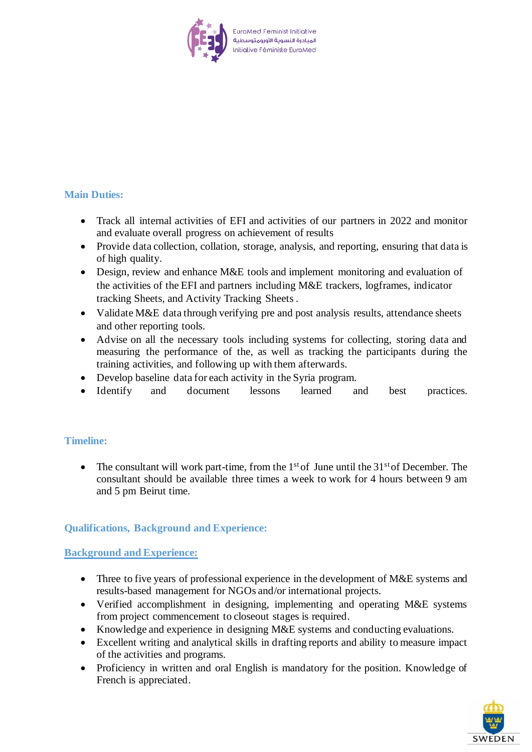## Main Duties:

- Track all internal activities of EFI and activities of our partners in 2022 and monitor and evaluate overall progress on achievement of results
- Provide data collection, collation, storage, analysis, and reporting, ensuring that data is of high quality.
- Design, review and enhance M&E tools and implement monitoring and evaluation of the activities of the EFI and partners including M&E trackers, logframes, indicator tracking Sheets, and Activity Tracking Sheets .
- Validate M&E data through verifying pre and post analysis results, attendance sheets and other reporting tools.
- Advise on all the necessary tools including systems for collecting, storing data and measuring the performance of the, as well as tracking the participants during the training activities, and following up with them afterwards.
- Develop baseline data for each activity in the Syria program.
- Identify and document lessons learned and best practices.

## Timeline:

- The consultant will work part-time, from the 1st of June until the 31st of December. The consultant should be available three times a week to work for 4 hours between 9 am and 5 pm Beirut time.

## Qualifications, Background and Experience:

### Background and Experience:

- Three to five years of professional experience in the development of M&E systems and results-based management for NGOs and/or international projects.
- Verified accomplishment in designing, implementing and operating M&E systems from project commencement to closeout stages is required.
- Knowledge and experience in designing M&E systems and conducting evaluations.
- Excellent writing and analytical skills in drafting reports and ability to measure impact of the activities and programs.
- Proficiency in written and oral English is mandatory for the position. Knowledge of French is appreciated.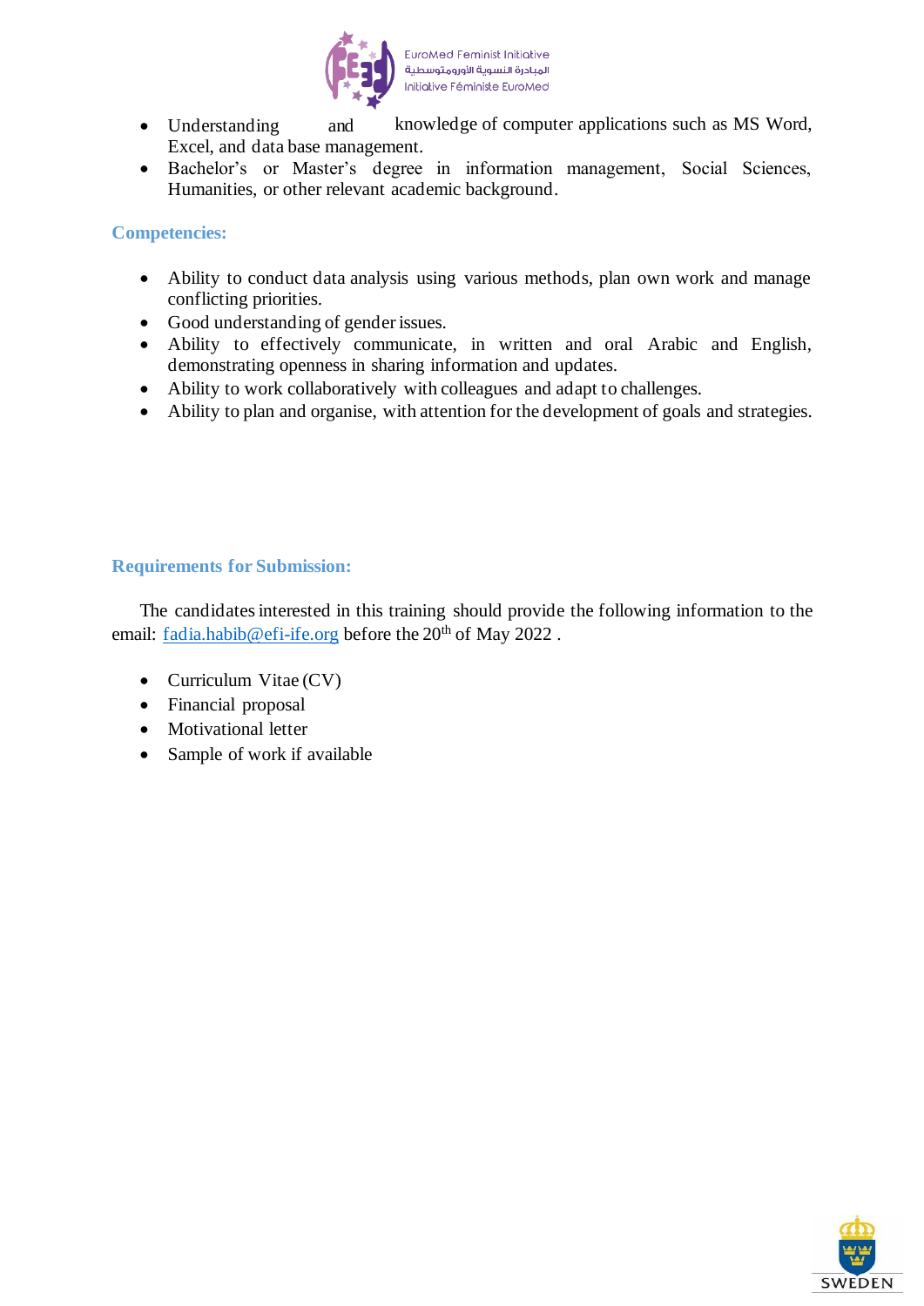- Understanding and knowledge of computer applications such as MS Word, Excel, and data base management.
- Bachelor's or Master's degree in information management, Social Sciences, Humanities, or other relevant academic background.

**Competencies:**

- Ability to conduct data analysis using various methods, plan own work and manage conflicting priorities.
- Good understanding of gender issues.
- Ability to effectively communicate, in written and oral Arabic and English, demonstrating openness in sharing information and updates.
- Ability to work collaboratively with colleagues and adapt to challenges.
- Ability to plan and organise, with attention for the development of goals and strategies.

**Requirements for Submission:**

The candidates interested in this training should provide the following information to the email: fadia.habib@efi-ife.org before the 20th of May 2022 .

- Curriculum Vitae (CV)
- Financial proposal
- Motivational letter
- Sample of work if available